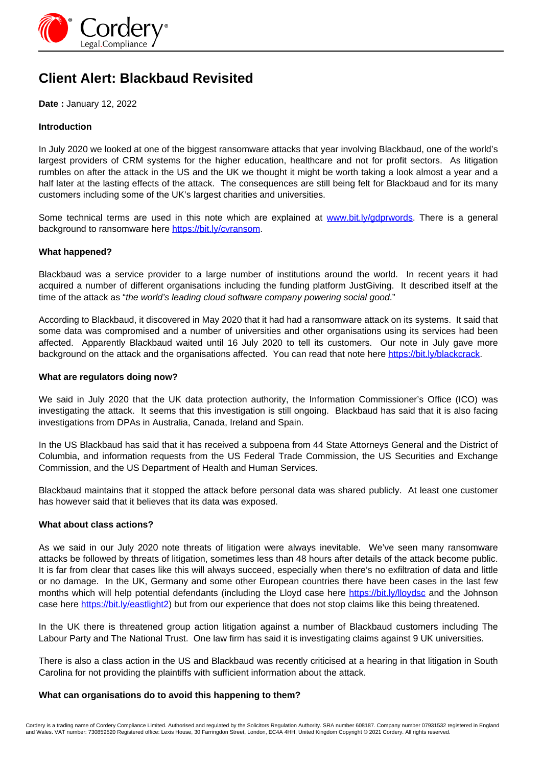# Client Alert: Blackbaud Revisited

**Date :** January 12, 2022

**Introduction**

In July 2020 we looked at one of the biggest ransomware attacks that year involving Blackbaud, one of the world's largest providers of CRM systems for the higher education, healthcare and not for profit sectors. As litigation rumbles on after the attack in the US and the UK we thought it might be worth taking a look almost a year and a half later at the lasting effects of the attack. The consequences are still being felt for Blackbaud and for its many customers including some of the UK's largest charities and universities.

Some technical terms are used in this note which are explained at [www.bit.ly/gdprwords](www.bit.ly/gdprwords). There is a general background to ransomware here [https://bit.ly/cvransom](https://bit.ly/cvransom).

**What happened?**

Blackbaud was a service provider to a large number of institutions around the world. In recent years it had acquired a number of different organisations including the funding platform JustGiving. It described itself at the time of the attack as "*the world's leading cloud software company powering social good*."

According to Blackbaud, it discovered in May 2020 that it had had a ransomware attack on its systems. It said that some data was compromised and a number of universities and other organisations using its services had been affected. Apparently Blackbaud waited until 16 July 2020 to tell its customers. Our note in July gave more background on the attack and the organisations affected. You can read that note here [https://bit.ly/blackcrack](https://bit.ly/blackcrack).

**What are regulators doing now?**

We said in July 2020 that the UK data protection authority, the Information Commissioner's Office (ICO) was investigating the attack. It seems that this investigation is still ongoing. Blackbaud has said that it is also facing investigations from DPAs in Australia, Canada, Ireland and Spain.

In the US Blackbaud has said that it has received a subpoena from 44 State Attorneys General and the District of Columbia, and information requests from the US Federal Trade Commission, the US Securities and Exchange Commission, and the US Department of Health and Human Services.

Blackbaud maintains that it stopped the attack before personal data was shared publicly. At least one customer has however said that it believes that its data was exposed.

**What about class actions?**

As we said in our July 2020 note threats of litigation were always inevitable. We've seen many ransomware attacks be followed by threats of litigation, sometimes less than 48 hours after details of the attack become public. It is far from clear that cases like this will always succeed, especially when there's no exfiltration of data and little or no damage. In the UK, Germany and some other European countries there have been cases in the last few months which will help potential defendants (including the Lloyd case here [https://bit.ly/lloydsc](https://bit.ly/lloydsc) and the Johnson case here [https://bit.ly/eastlight2](https://bit.ly/eastlight2)) but from our experience that does not stop claims like this being threatened.

In the UK there is threatened group action litigation against a number of Blackbaud customers including The Labour Party and The National Trust. One law firm has said it is investigating claims against 9 UK universities.

There is also a class action in the US and Blackbaud was recently criticised at a hearing in that litigation in South Carolina for not providing the plaintiffs with sufficient information about the attack.

**What can organisations do to avoid this happening to them?**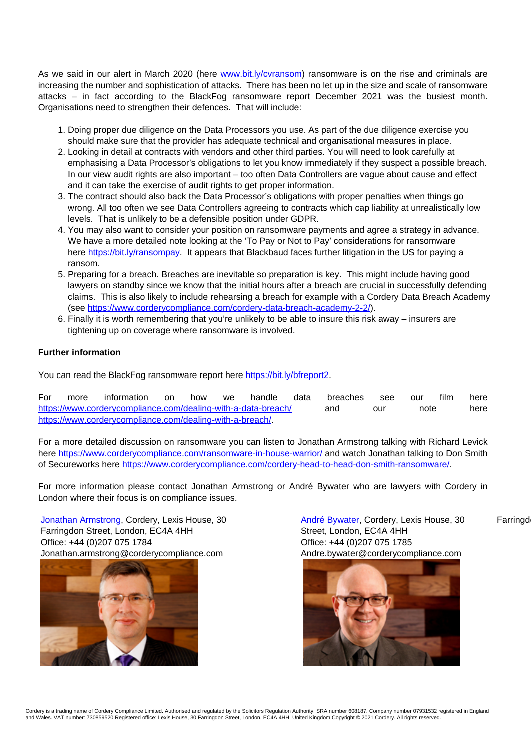As we said in our alert in March 2020 (here www.bit.ly/cvransom) ransomware is on the rise and criminals are increasing the number and sophistication of attacks. There has been no let up in the size and scale of ransomware attacks – in fact according to the BlackFog ransomware report December 2021 was the busiest month. Organisations need to strengthen their defences. That will include:

1. Doing proper due diligence on the Data Processors you use. As part of the due diligence exercise you should make sure that the provider has adequate technical and organisational measures in place.
2. Looking in detail at contracts with vendors and other third parties. You will need to look carefully at emphasising a Data Processor's obligations to let you know immediately if they suspect a possible breach. In our view audit rights are also important – too often Data Controllers are vague about cause and effect and it can take the exercise of audit rights to get proper information.
3. The contract should also back the Data Processor's obligations with proper penalties when things go wrong. All too often we see Data Controllers agreeing to contracts which cap liability at unrealistically low levels. That is unlikely to be a defensible position under GDPR.
4. You may also want to consider your position on ransomware payments and agree a strategy in advance. We have a more detailed note looking at the 'To Pay or Not to Pay' considerations for ransomware here https://bit.ly/ransompay. It appears that Blackbaud faces further litigation in the US for paying a ransom.
5. Preparing for a breach. Breaches are inevitable so preparation is key. This might include having good lawyers on standby since we know that the initial hours after a breach are crucial in successfully defending claims. This is also likely to include rehearsing a breach for example with a Cordery Data Breach Academy (see https://www.corderycompliance.com/cordery-data-breach-academy-2-2/).
6. Finally it is worth remembering that you're unlikely to be able to insure this risk away – insurers are tightening up on coverage where ransomware is involved.

**Further information**

You can read the BlackFog ransomware report here https://bit.ly/bfreport2.

For more information on how we handle data breaches see our film here https://www.corderycompliance.com/dealing-with-a-data-breach/ and our note here https://www.corderycompliance.com/dealing-with-a-breach/.

For a more detailed discussion on ransomware you can listen to Jonathan Armstrong talking with Richard Levick here https://www.corderycompliance.com/ransomware-in-house-warrior/ and watch Jonathan talking to Don Smith of Secureworks here https://www.corderycompliance.com/cordery-head-to-head-don-smith-ransomware/.

For more information please contact Jonathan Armstrong or André Bywater who are lawyers with Cordery in London where their focus is on compliance issues.

Jonathan Armstrong, Cordery, Lexis House, 30 Farringdon Street, London, EC4A 4HH
Office: +44 (0)207 075 1784
Jonathan.armstrong@corderycompliance.com

André Bywater, Cordery, Lexis House, 30 Farringdon Street, London, EC4A 4HH
Office: +44 (0)207 075 1785
Andre.bywater@corderycompliance.com

Cordery is a trading name of Cordery Compliance Limited. Authorised and regulated by the Solicitors Regulation Authority. SRA number 608187. Company number 07931532 registered in England and Wales. VAT number: 730859520 Registered office: Lexis House, 30 Farringdon Street, London, EC4A 4HH, United Kingdom Copyright © 2021 Cordery. All rights reserved.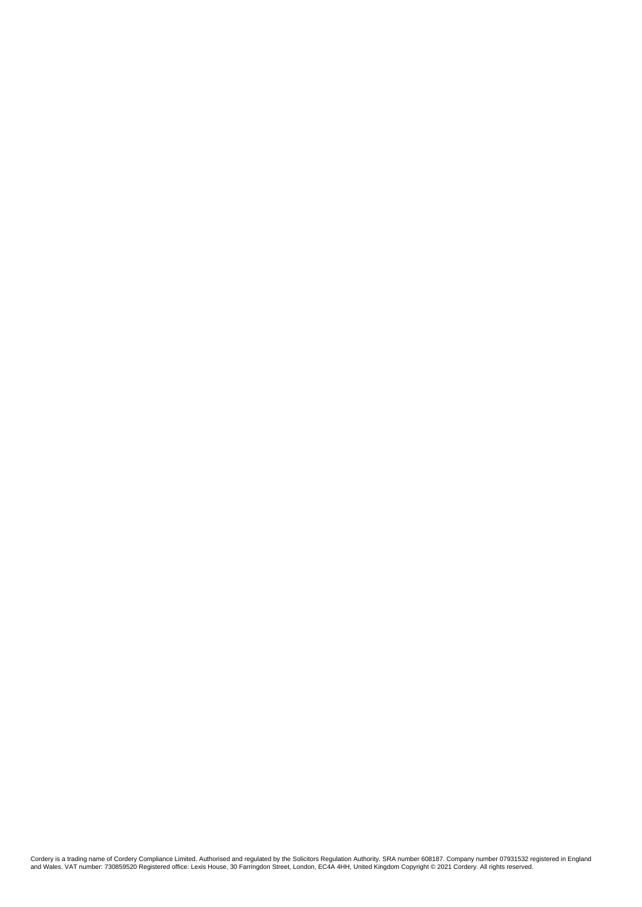Cordery is a trading name of Cordery Compliance Limited. Authorised and regulated by the Solicitors Regulation Authority. SRA number 608187. Company number 07931532 registered in England and Wales. VAT number: 730859520 Registered office: Lexis House, 30 Farringdon Street, London, EC4A 4HH, United Kingdom Copyright © 2021 Cordery. All rights reserved.